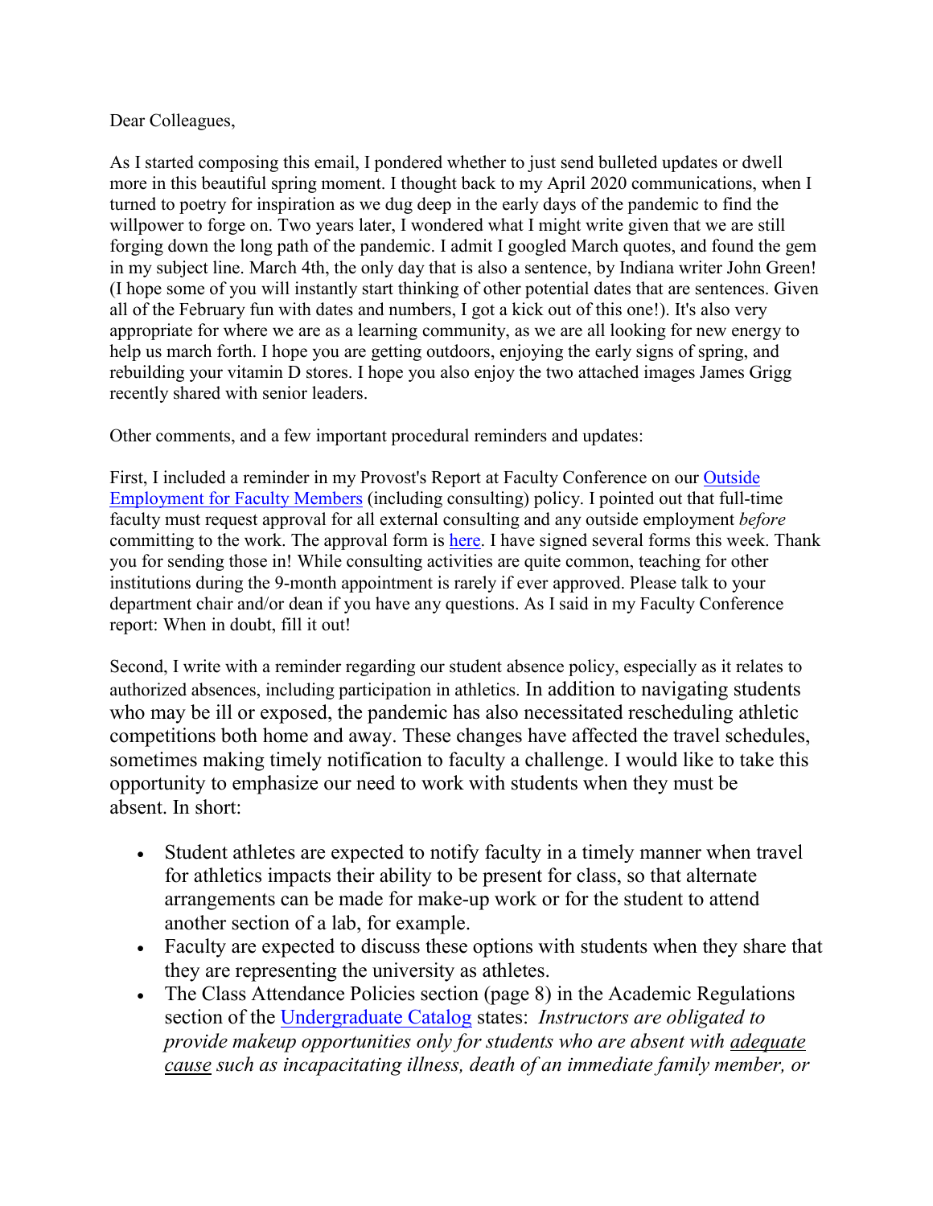Dear Colleagues,

As I started composing this email, I pondered whether to just send bulleted updates or dwell more in this beautiful spring moment. I thought back to my April 2020 communications, when I turned to poetry for inspiration as we dug deep in the early days of the pandemic to find the willpower to forge on. Two years later, I wondered what I might write given that we are still forging down the long path of the pandemic. I admit I googled March quotes, and found the gem in my subject line. March 4th, the only day that is also a sentence, by Indiana writer John Green! (I hope some of you will instantly start thinking of other potential dates that are sentences. Given all of the February fun with dates and numbers, I got a kick out of this one!). It's also very appropriate for where we are as a learning community, as we are all looking for new energy to help us march forth. I hope you are getting outdoors, enjoying the early signs of spring, and rebuilding your vitamin D stores. I hope you also enjoy the two attached images James Grigg recently shared with senior leaders.

Other comments, and a few important procedural reminders and updates:

First, I included a reminder in my Provost's Report at Faculty Conference on our [Outside Employment for Faculty Members]() (including consulting) policy. I pointed out that full-time faculty must request approval for all external consulting and any outside employment *before* committing to the work. The approval form is [here](). I have signed several forms this week. Thank you for sending those in! While consulting activities are quite common, teaching for other institutions during the 9-month appointment is rarely if ever approved. Please talk to your department chair and/or dean if you have any questions. As I said in my Faculty Conference report: When in doubt, fill it out!

Second, I write with a reminder regarding our student absence policy, especially as it relates to authorized absences, including participation in athletics. In addition to navigating students who may be ill or exposed, the pandemic has also necessitated rescheduling athletic competitions both home and away. These changes have affected the travel schedules, sometimes making timely notification to faculty a challenge. I would like to take this opportunity to emphasize our need to work with students when they must be absent. In short:

- Student athletes are expected to notify faculty in a timely manner when travel for athletics impacts their ability to be present for class, so that alternate arrangements can be made for make-up work or for the student to attend another section of a lab, for example.
- Faculty are expected to discuss these options with students when they share that they are representing the university as athletes.
- The Class Attendance Policies section (page 8) in the Academic Regulations section of the [Undergraduate Catalog]() states: *Instructors are obligated to provide makeup opportunities only for students who are absent with adequate cause such as incapacitating illness, death of an immediate family member, or*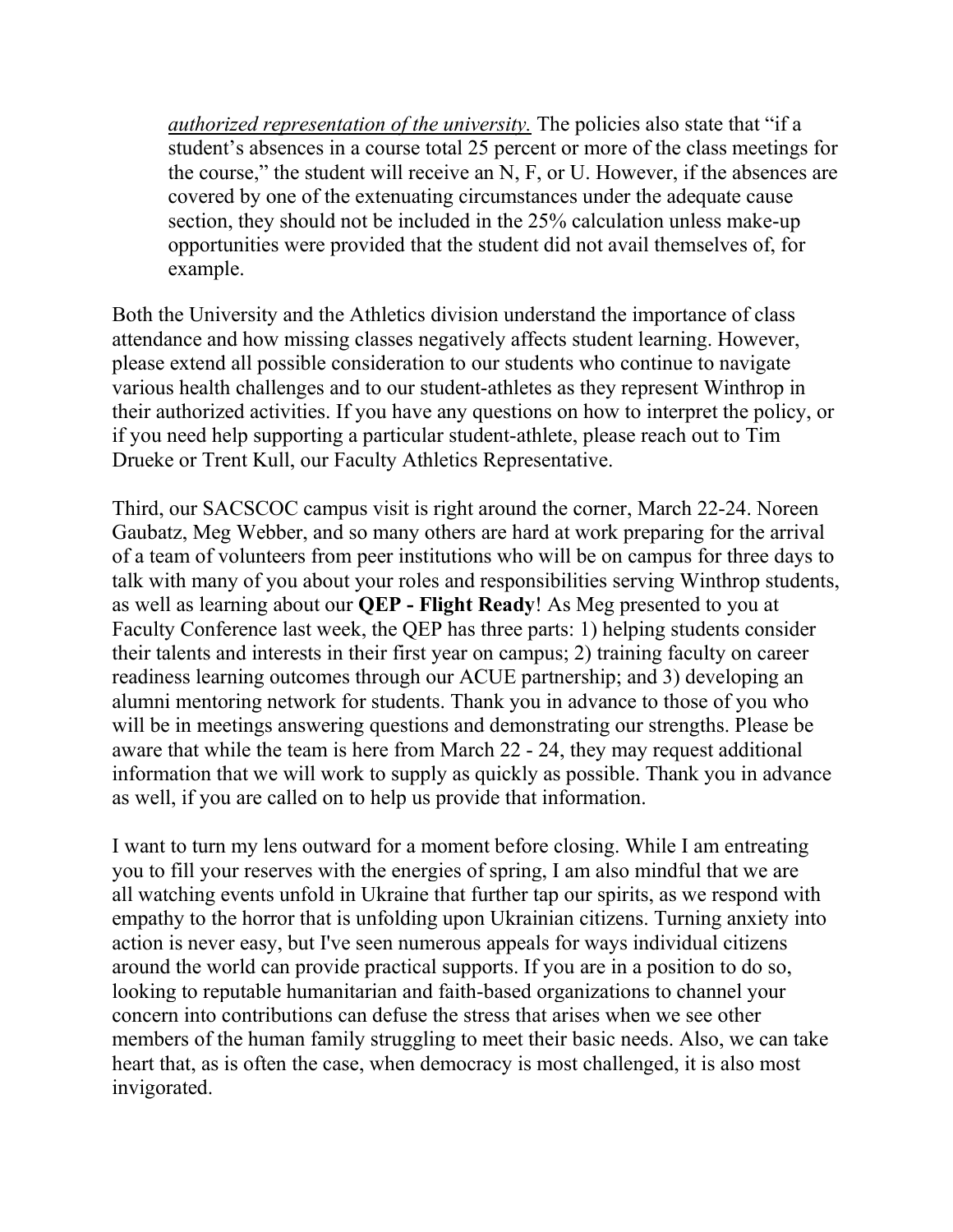> *authorized representation of the university.* The policies also state that "if a student's absences in a course total 25 percent or more of the class meetings for the course," the student will receive an N, F, or U. However, if the absences are covered by one of the extenuating circumstances under the adequate cause section, they should not be included in the 25% calculation unless make-up opportunities were provided that the student did not avail themselves of, for example.

Both the University and the Athletics division understand the importance of class attendance and how missing classes negatively affects student learning. However, please extend all possible consideration to our students who continue to navigate various health challenges and to our student-athletes as they represent Winthrop in their authorized activities. If you have any questions on how to interpret the policy, or if you need help supporting a particular student-athlete, please reach out to Tim Drueke or Trent Kull, our Faculty Athletics Representative.

Third, our SACSCOC campus visit is right around the corner, March 22-24. Noreen Gaubatz, Meg Webber, and so many others are hard at work preparing for the arrival of a team of volunteers from peer institutions who will be on campus for three days to talk with many of you about your roles and responsibilities serving Winthrop students, as well as learning about our **QEP - Flight Ready**! As Meg presented to you at Faculty Conference last week, the QEP has three parts: 1) helping students consider their talents and interests in their first year on campus; 2) training faculty on career readiness learning outcomes through our ACUE partnership; and 3) developing an alumni mentoring network for students. Thank you in advance to those of you who will be in meetings answering questions and demonstrating our strengths. Please be aware that while the team is here from March 22 - 24, they may request additional information that we will work to supply as quickly as possible. Thank you in advance as well, if you are called on to help us provide that information.

I want to turn my lens outward for a moment before closing. While I am entreating you to fill your reserves with the energies of spring, I am also mindful that we are all watching events unfold in Ukraine that further tap our spirits, as we respond with empathy to the horror that is unfolding upon Ukrainian citizens. Turning anxiety into action is never easy, but I've seen numerous appeals for ways individual citizens around the world can provide practical supports. If you are in a position to do so, looking to reputable humanitarian and faith-based organizations to channel your concern into contributions can defuse the stress that arises when we see other members of the human family struggling to meet their basic needs. Also, we can take heart that, as is often the case, when democracy is most challenged, it is also most invigorated.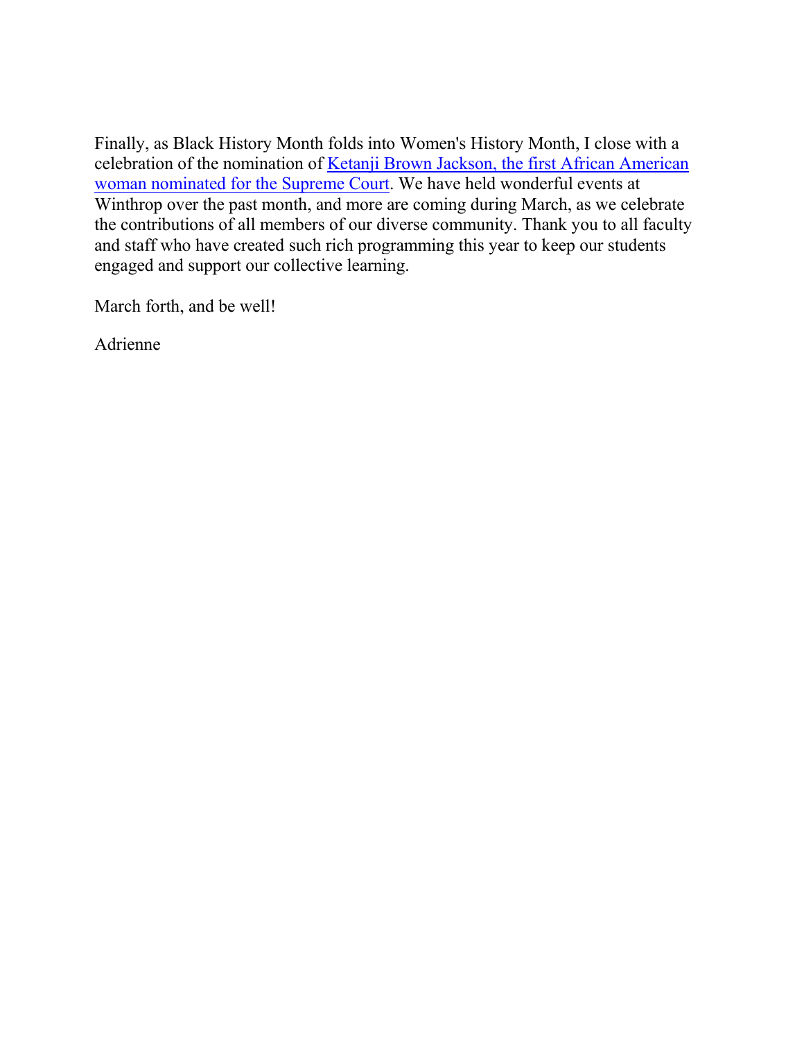Finally, as Black History Month folds into Women's History Month, I close with a celebration of the nomination of Ketanji Brown Jackson, the first African American woman nominated for the Supreme Court. We have held wonderful events at Winthrop over the past month, and more are coming during March, as we celebrate the contributions of all members of our diverse community. Thank you to all faculty and staff who have created such rich programming this year to keep our students engaged and support our collective learning.

March forth, and be well!

Adrienne